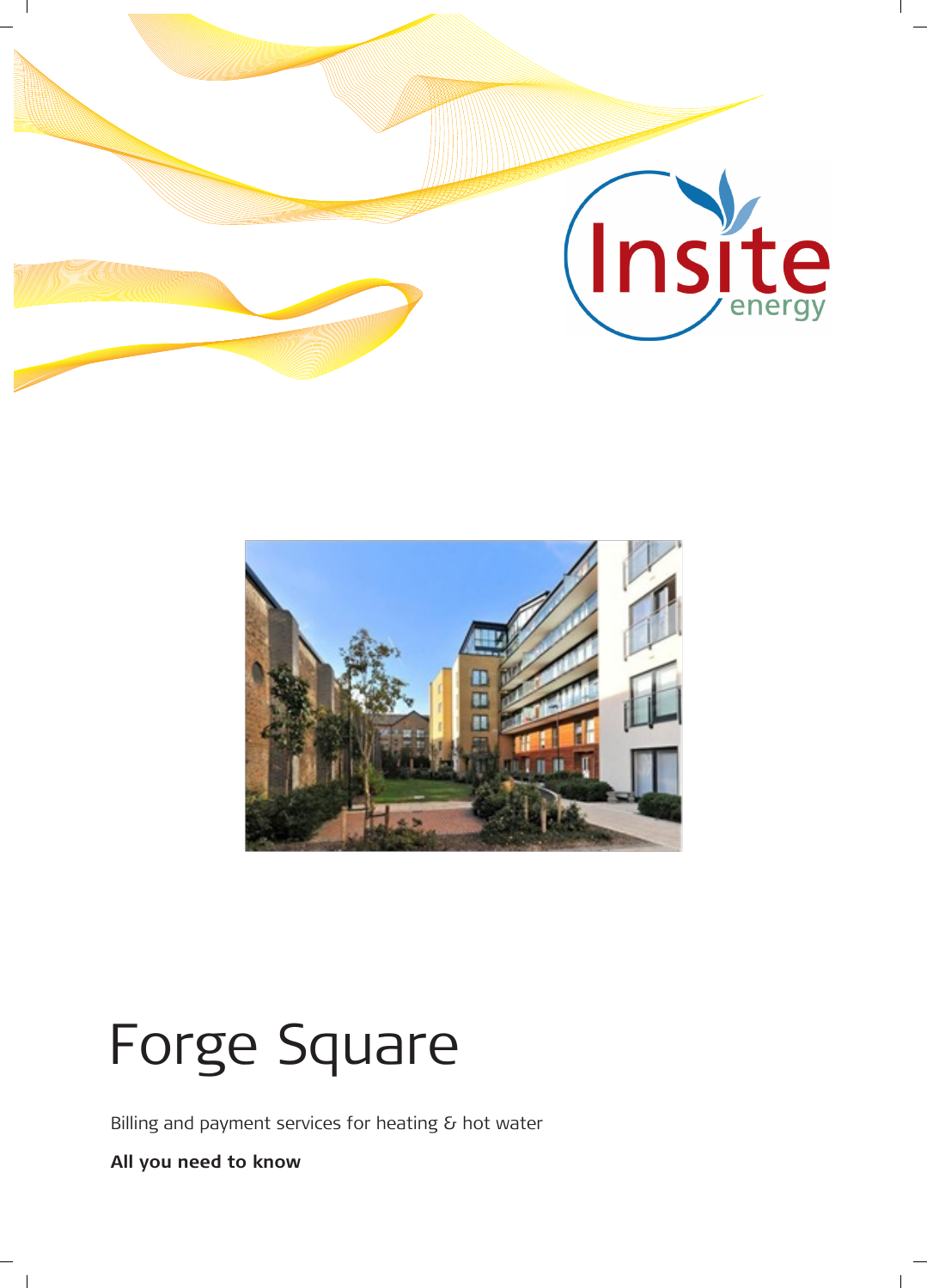Insite energy

# Forge Square

Billing and payment services for heating & hot water

**All you need to know**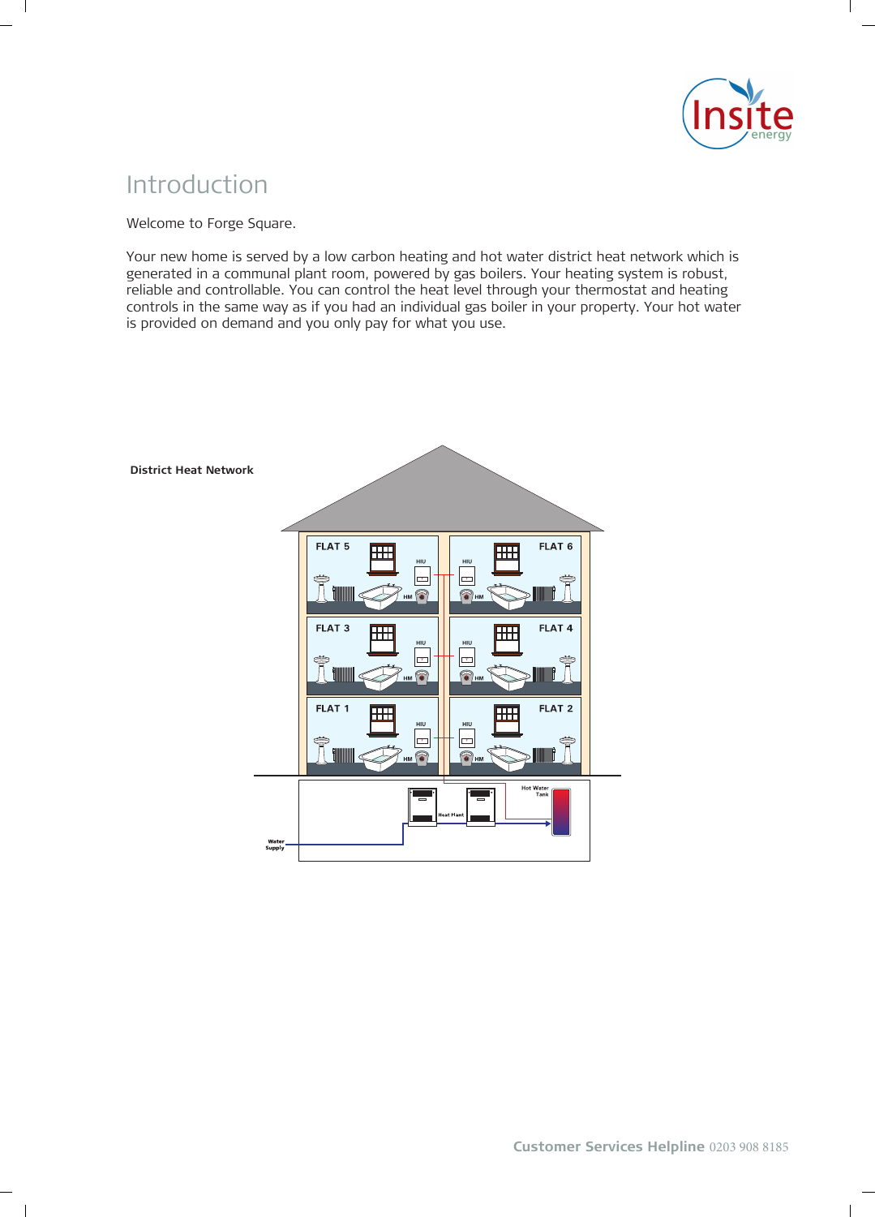# Introduction

Welcome to Forge Square.

Your new home is served by a low carbon heating and hot water district heat network which is generated in a communal plant room, powered by gas boilers. Your heating system is robust, reliable and controllable. You can control the heat level through your thermostat and heating controls in the same way as if you had an individual gas boiler in your property. Your hot water is provided on demand and you only pay for what you use.

**District Heat Network**

FLAT 5 FLAT 6 FLAT 3 FLAT 4 FLAT 1 FLAT 2

HIU HM

Heat Plant Hot Water Tank Water Supply

**Customer Services Helpline** 0203 908 8185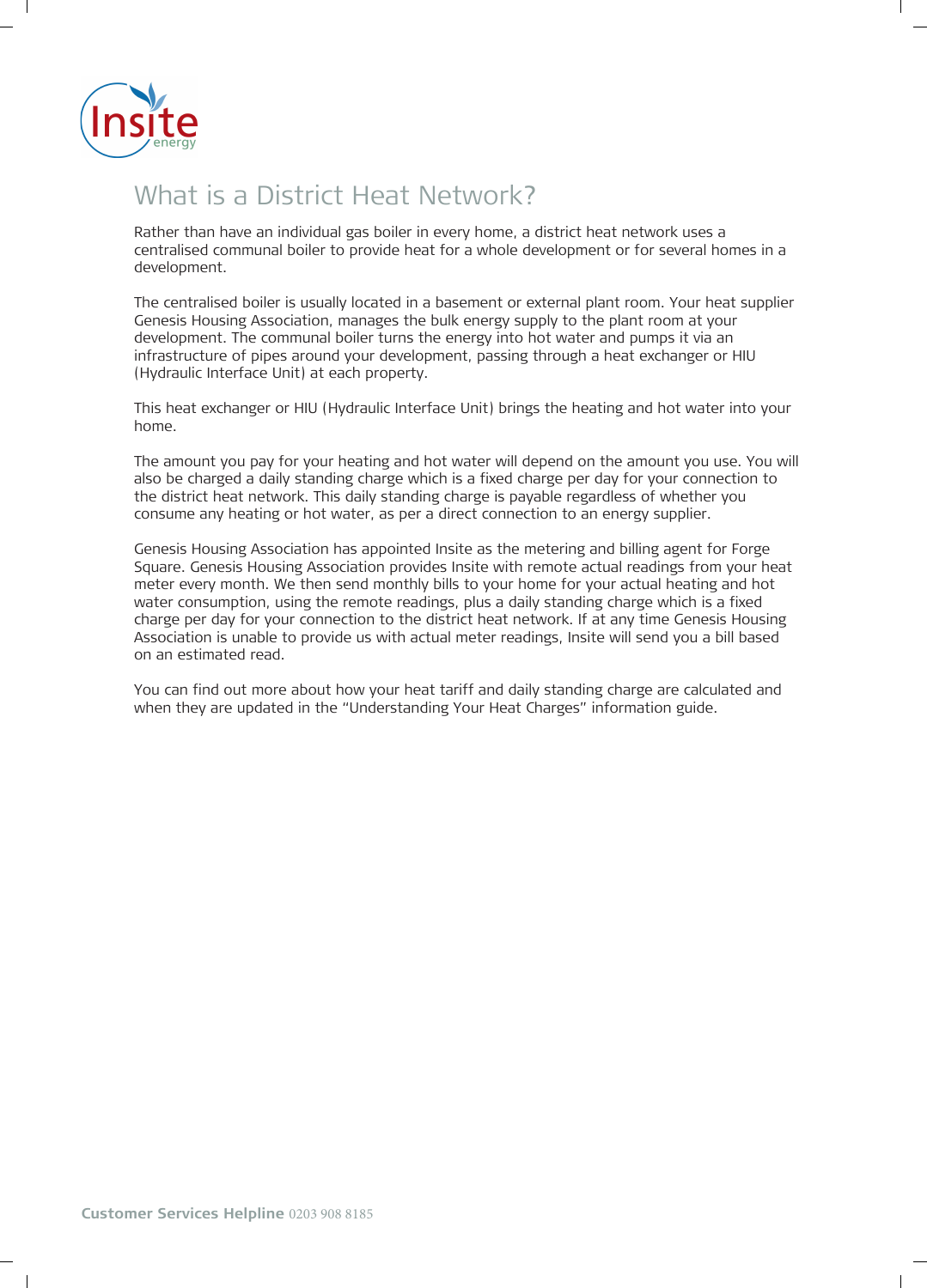# What is a District Heat Network?

Rather than have an individual gas boiler in every home, a district heat network uses a centralised communal boiler to provide heat for a whole development or for several homes in a development.

The centralised boiler is usually located in a basement or external plant room. Your heat supplier Genesis Housing Association, manages the bulk energy supply to the plant room at your development. The communal boiler turns the energy into hot water and pumps it via an infrastructure of pipes around your development, passing through a heat exchanger or HIU (Hydraulic Interface Unit) at each property.

This heat exchanger or HIU (Hydraulic Interface Unit) brings the heating and hot water into your home.

The amount you pay for your heating and hot water will depend on the amount you use. You will also be charged a daily standing charge which is a fixed charge per day for your connection to the district heat network. This daily standing charge is payable regardless of whether you consume any heating or hot water, as per a direct connection to an energy supplier.

Genesis Housing Association has appointed Insite as the metering and billing agent for Forge Square. Genesis Housing Association provides Insite with remote actual readings from your heat meter every month. We then send monthly bills to your home for your actual heating and hot water consumption, using the remote readings, plus a daily standing charge which is a fixed charge per day for your connection to the district heat network. If at any time Genesis Housing Association is unable to provide us with actual meter readings, Insite will send you a bill based on an estimated read.

You can find out more about how your heat tariff and daily standing charge are calculated and when they are updated in the "Understanding Your Heat Charges" information guide.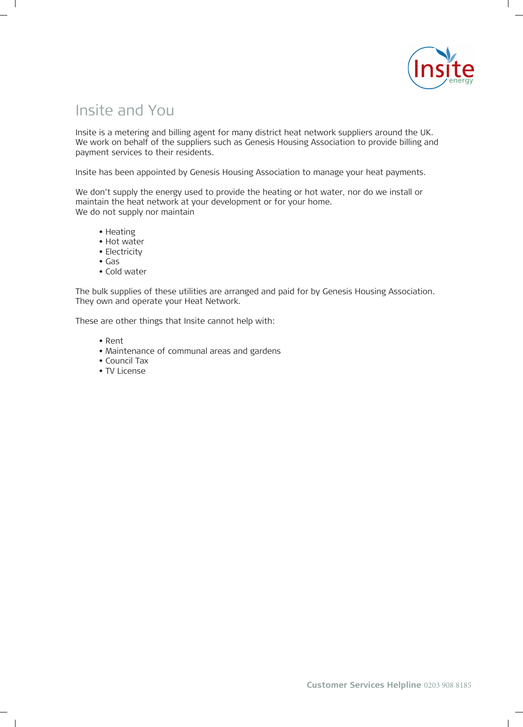# Insite and You

Insite is a metering and billing agent for many district heat network suppliers around the UK. We work on behalf of the suppliers such as Genesis Housing Association to provide billing and payment services to their residents.

Insite has been appointed by Genesis Housing Association to manage your heat payments.

We don't supply the energy used to provide the heating or hot water, nor do we install or maintain the heat network at your development or for your home.
We do not supply nor maintain

- Heating
- Hot water
- Electricity
- Gas
- Cold water

The bulk supplies of these utilities are arranged and paid for by Genesis Housing Association. They own and operate your Heat Network.

These are other things that Insite cannot help with:

- Rent
- Maintenance of communal areas and gardens
- Council Tax
- TV License

**Customer Services Helpline** 0203 908 8185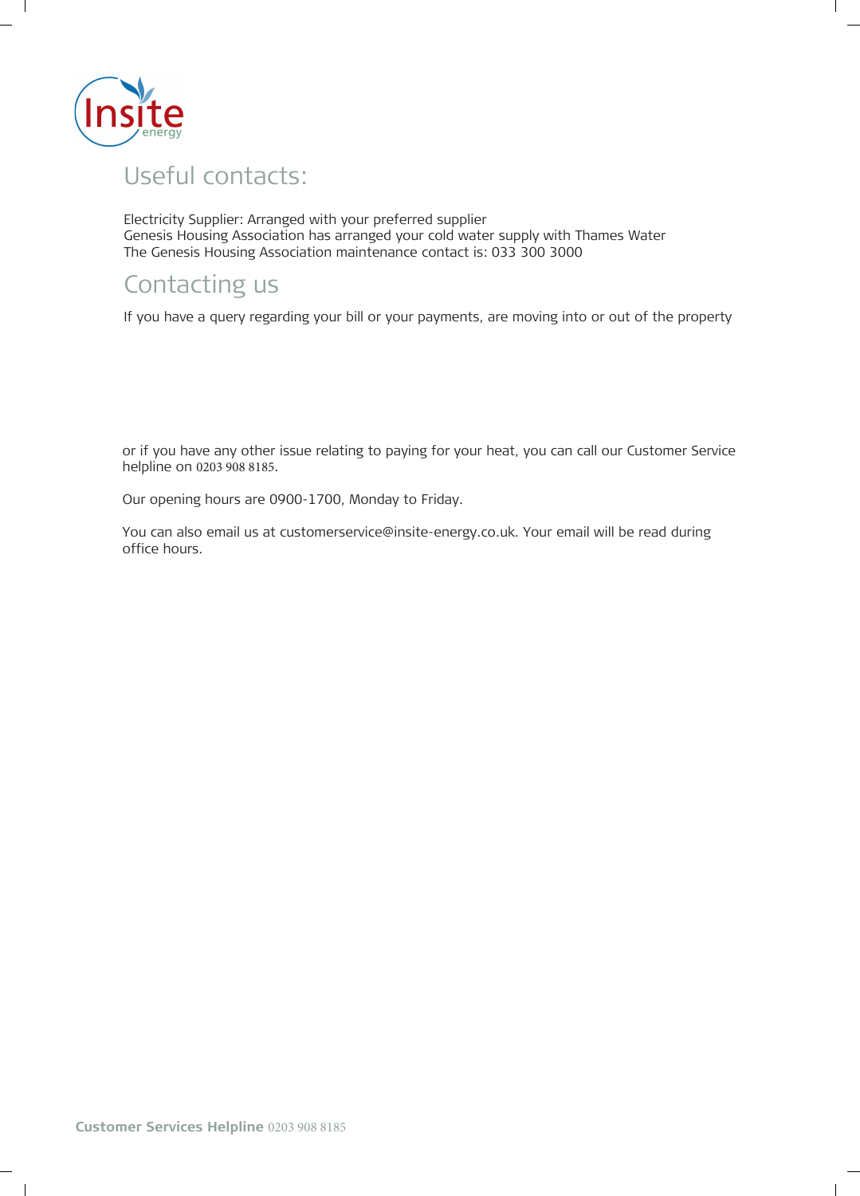## Useful contacts:

Electricity Supplier: Arranged with your preferred supplier
Genesis Housing Association has arranged your cold water supply with Thames Water
The Genesis Housing Association maintenance contact is: 033 300 3000

## Contacting us

If you have a query regarding your bill or your payments, are moving into or out of the property

or if you have any other issue relating to paying for your heat, you can call our Customer Service helpline on 0203 908 8185.

Our opening hours are 0900-1700, Monday to Friday.

You can also email us at customerservice@insite-energy.co.uk. Your email will be read during office hours.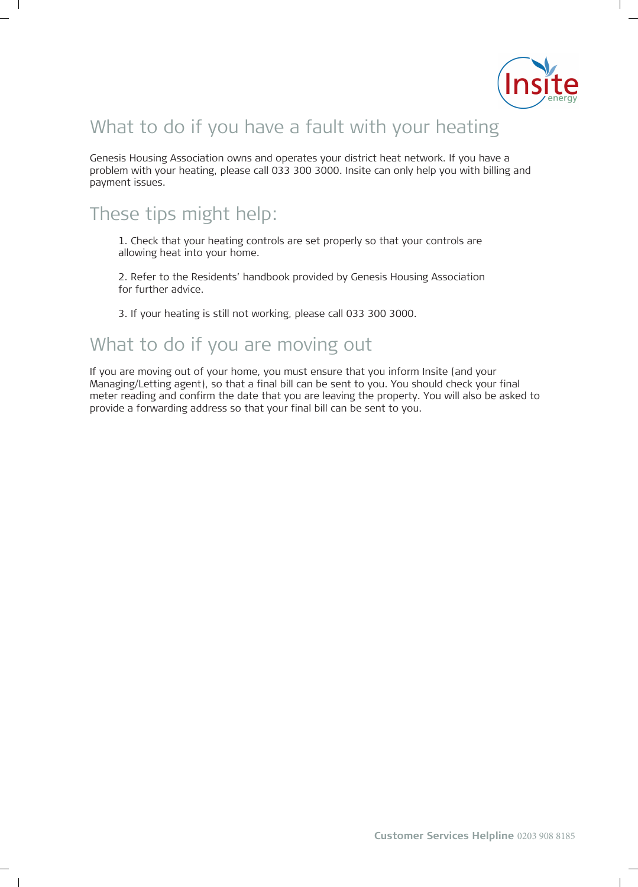## What to do if you have a fault with your heating

Genesis Housing Association owns and operates your district heat network. If you have a problem with your heating, please call 033 300 3000. Insite can only help you with billing and payment issues.

## These tips might help:

1. Check that your heating controls are set properly so that your controls are allowing heat into your home.

2. Refer to the Residents' handbook provided by Genesis Housing Association for further advice.

3. If your heating is still not working, please call 033 300 3000.

## What to do if you are moving out

If you are moving out of your home, you must ensure that you inform Insite (and your Managing/Letting agent), so that a final bill can be sent to you. You should check your final meter reading and confirm the date that you are leaving the property. You will also be asked to provide a forwarding address so that your final bill can be sent to you.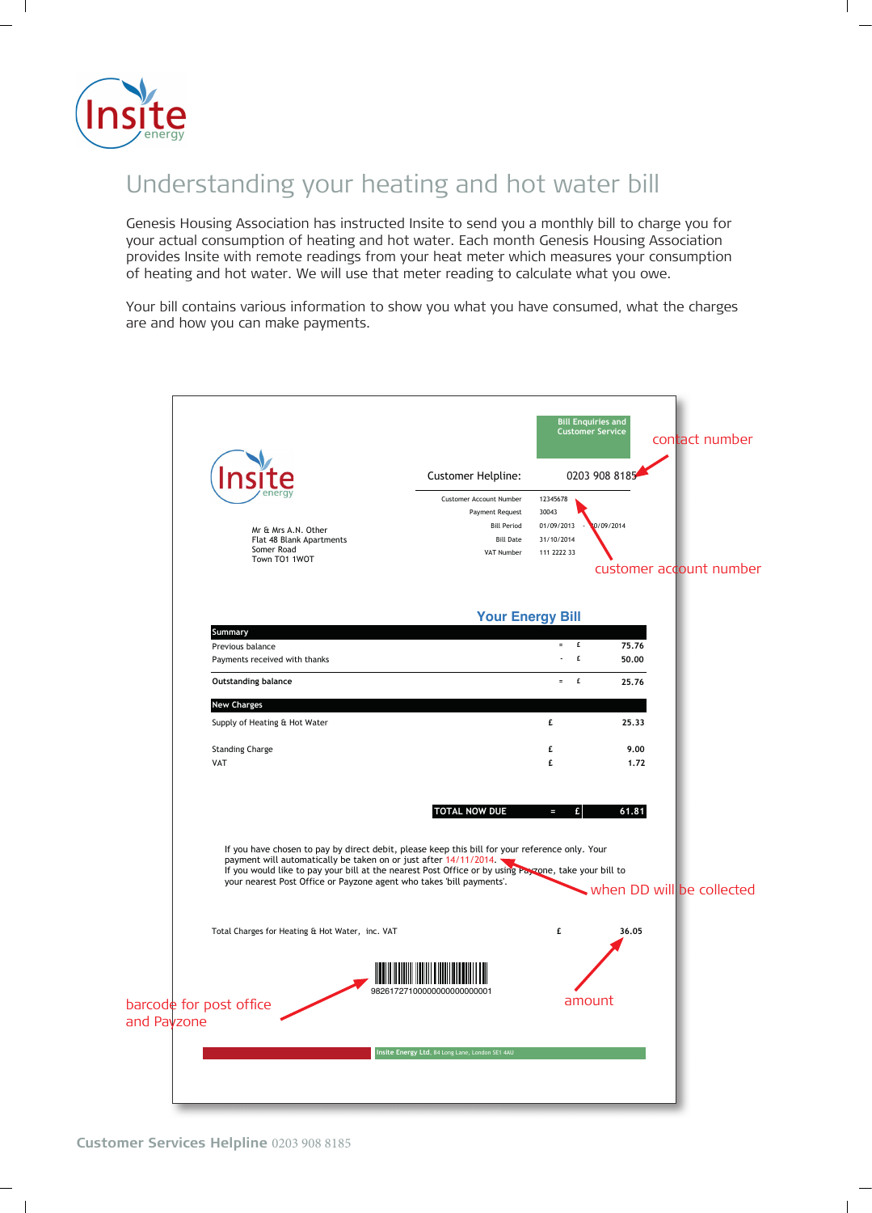# Understanding your heating and hot water bill

Genesis Housing Association has instructed Insite to send you a monthly bill to charge you for your actual consumption of heating and hot water. Each month Genesis Housing Association provides Insite with remote readings from your heat meter which measures your consumption of heating and hot water. We will use that meter reading to calculate what you owe.

Your bill contains various information to show you what you have consumed, what the charges are and how you can make payments.

Bill Enquiries and Customer Service

Customer Helpline: 0203 908 8185 ← contact number

| | |
|---|---|
| Customer Account Number | 12345678 |
| Payment Request | 30043 |
| Bill Period | 01/09/2013 - 30/09/2014 |
| Bill Date | 31/10/2014 |
| VAT Number | 111 2222 33 |

← customer account number

Mr & Mrs A.N. Other
Flat 48 Blank Apartments
Somer Road
Town TO1 1WOT

## Your Energy Bill

| Summary | | | |
|---|---|---|---|
| Previous balance | = | £ | 75.76 |
| Payments received with thanks | - | £ | 50.00 |
| **Outstanding balance** | = | £ | **25.76** |

| New Charges | | |
|---|---|---|
| Supply of Heating & Hot Water | £ | 25.33 |
| Standing Charge | £ | 9.00 |
| VAT | £ | 1.72 |
| **TOTAL NOW DUE** = | £ | **61.81** |

If you have chosen to pay by direct debit, please keep this bill for your reference only. Your payment will automatically be taken on or just after 14/11/2014. ← when DD will be collected
If you would like to pay your bill at the nearest Post Office or by using Payzone, take your bill to your nearest Post Office or Payzone agent who takes 'bill payments'.

Total Charges for Heating & Hot Water, inc. VAT £ 36.05 ← amount

98261727100000000000000001 ← barcode for post office and Payzone

Insite Energy Ltd, 84 Long Lane, London SE1 4AU

**Customer Services Helpline** 0203 908 8185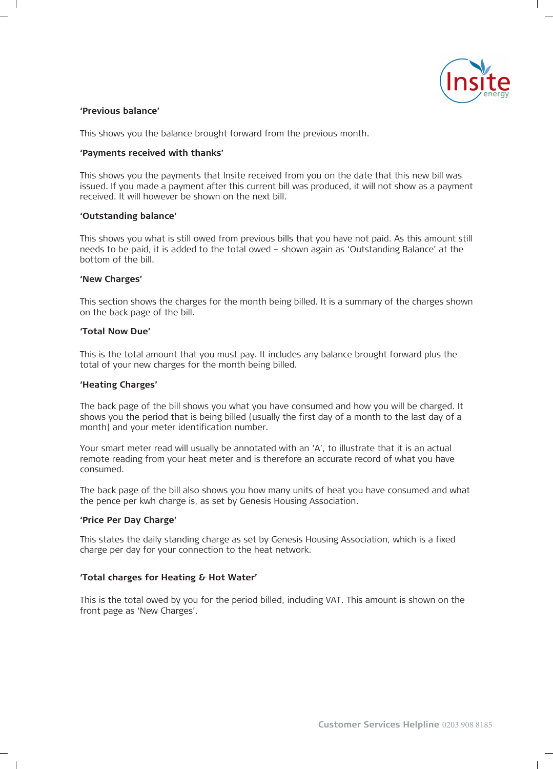**'Previous balance'**

This shows you the balance brought forward from the previous month.

**'Payments received with thanks'**

This shows you the payments that Insite received from you on the date that this new bill was issued. If you made a payment after this current bill was produced, it will not show as a payment received. It will however be shown on the next bill.

**'Outstanding balance'**

This shows you what is still owed from previous bills that you have not paid. As this amount still needs to be paid, it is added to the total owed – shown again as 'Outstanding Balance' at the bottom of the bill.

**'New Charges'**

This section shows the charges for the month being billed. It is a summary of the charges shown on the back page of the bill.

**'Total Now Due'**

This is the total amount that you must pay. It includes any balance brought forward plus the total of your new charges for the month being billed.

**'Heating Charges'**

The back page of the bill shows you what you have consumed and how you will be charged. It shows you the period that is being billed (usually the first day of a month to the last day of a month) and your meter identification number.

Your smart meter read will usually be annotated with an 'A', to illustrate that it is an actual remote reading from your heat meter and is therefore an accurate record of what you have consumed.

The back page of the bill also shows you how many units of heat you have consumed and what the pence per kwh charge is, as set by Genesis Housing Association.

**'Price Per Day Charge'**

This states the daily standing charge as set by Genesis Housing Association, which is a fixed charge per day for your connection to the heat network.

**'Total charges for Heating & Hot Water'**

This is the total owed by you for the period billed, including VAT. This amount is shown on the front page as 'New Charges'.

**Customer Services Helpline** 0203 908 8185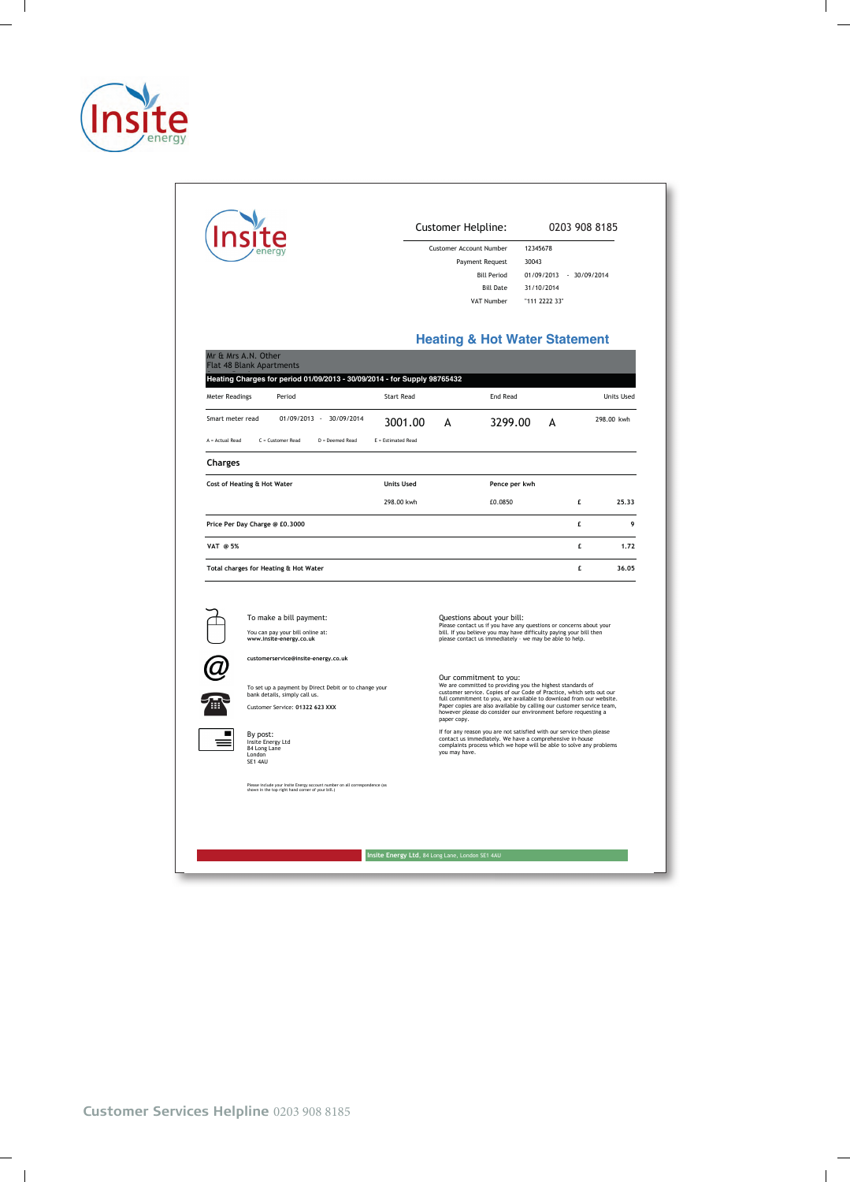Insite energy

Customer Helpline: 0203 908 8185

| | |
|---|---|
| Customer Account Number | 12345678 |
| Payment Request | 30043 |
| Bill Period | 01/09/2013 - 30/09/2014 |
| Bill Date | 31/10/2014 |
| VAT Number | "111 2222 33" |

## Heating & Hot Water Statement

Mr & Mrs A.N. Other
Flat 48 Blank Apartments

**Heating Charges for period 01/09/2013 - 30/09/2014 - for Supply 98765432**

| Meter Readings | Period | Start Read | | End Read | | Units Used |
|---|---|---|---|---|---|---|
| Smart meter read | 01/09/2013 - 30/09/2014 | 3001.00 | A | 3299.00 | A | 298.00 kwh |

A = Actual Read C = Customer Read D = Deemed Read E = Estimated Read

### Charges

| Cost of Heating & Hot Water | Units Used | Pence per kwh | | |
|---|---|---|---|---|
| | 298.00 kwh | £0.0850 | £ | 25.33 |
| Price Per Day Charge @ £0.3000 | | | £ | 9 |
| VAT @ 5% | | | £ | 1.72 |
| Total charges for Heating & Hot Water | | | £ | 36.05 |

To make a bill payment:

You can pay your bill online at:
**www.insite-energy.co.uk**

**customerservice@insite-energy.co.uk**

To set up a payment by Direct Debit or to change your bank details, simply call us.

Customer Service: **01322 623 XXX**

By post:
Insite Energy Ltd
84 Long Lane
London
SE1 4AU

Please include your Insite Energy account number on all correspondence (as shown in the top right hand corner of your bill.)

Questions about your bill:
Please contact us if you have any questions or concerns about your bill. If you believe you may have difficulty paying your bill then please contact us immediately - we may be able to help.

Our commitment to you:
We are committed to providing you the highest standards of customer service. Copies of our Code of Practice, which sets out our full commitment to you, are available to download from our website. Paper copies are also available by calling our customer service team, however please do consider our environment before requesting a paper copy.

If for any reason you are not satisfied with our service then please contact us immediately. We have a comprehensive in-house complaints process which we hope will be able to solve any problems you may have.

**Insite Energy Ltd.** 84 Long Lane, London SE1 4AU

**Customer Services Helpline** 0203 908 8185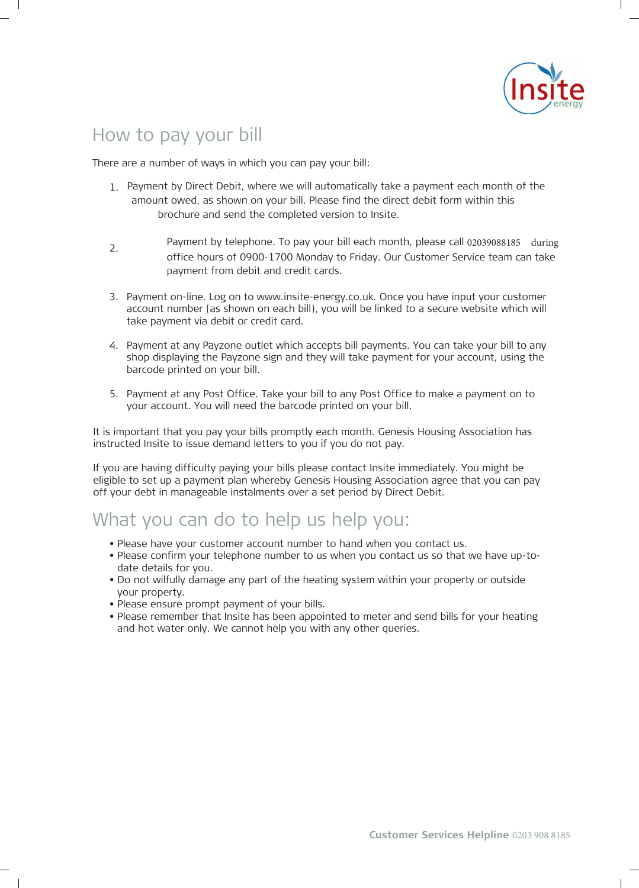## How to pay your bill

There are a number of ways in which you can pay your bill:

1. Payment by Direct Debit, where we will automatically take a payment each month of the amount owed, as shown on your bill. Please find the direct debit form within this brochure and send the completed version to Insite.

2. Payment by telephone. To pay your bill each month, please call 02039088185 during office hours of 0900-1700 Monday to Friday. Our Customer Service team can take payment from debit and credit cards.

3. Payment on-line. Log on to www.insite-energy.co.uk. Once you have input your customer account number (as shown on each bill), you will be linked to a secure website which will take payment via debit or credit card.

4. Payment at any Payzone outlet which accepts bill payments. You can take your bill to any shop displaying the Payzone sign and they will take payment for your account, using the barcode printed on your bill.

5. Payment at any Post Office. Take your bill to any Post Office to make a payment on to your account. You will need the barcode printed on your bill.

It is important that you pay your bills promptly each month. Genesis Housing Association has instructed Insite to issue demand letters to you if you do not pay.

If you are having difficulty paying your bills please contact Insite immediately. You might be eligible to set up a payment plan whereby Genesis Housing Association agree that you can pay off your debt in manageable instalments over a set period by Direct Debit.

## What you can do to help us help you:

- Please have your customer account number to hand when you contact us.
- Please confirm your telephone number to us when you contact us so that we have up-to-date details for you.
- Do not wilfully damage any part of the heating system within your property or outside your property.
- Please ensure prompt payment of your bills.
- Please remember that Insite has been appointed to meter and send bills for your heating and hot water only. We cannot help you with any other queries.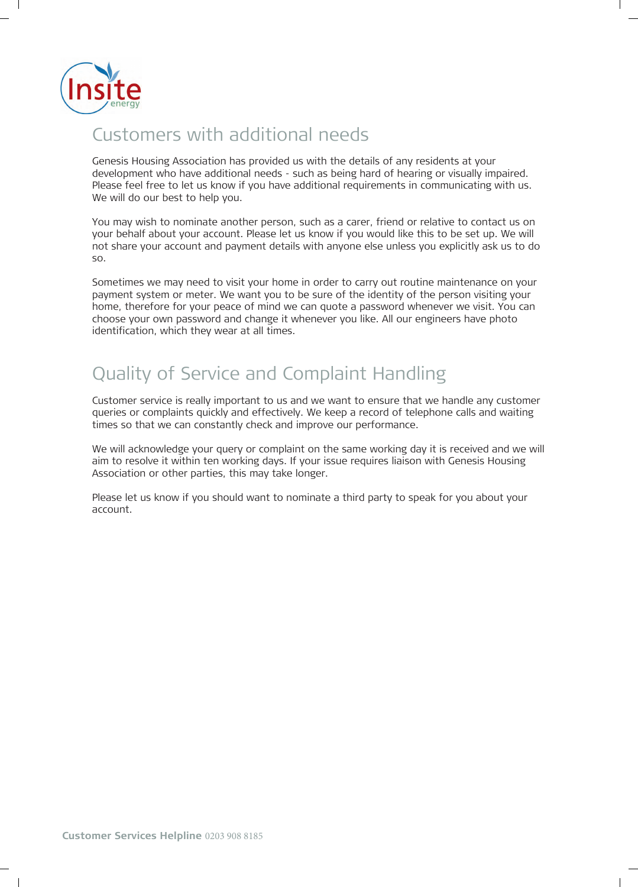## Customers with additional needs

Genesis Housing Association has provided us with the details of any residents at your development who have additional needs - such as being hard of hearing or visually impaired. Please feel free to let us know if you have additional requirements in communicating with us. We will do our best to help you.

You may wish to nominate another person, such as a carer, friend or relative to contact us on your behalf about your account. Please let us know if you would like this to be set up. We will not share your account and payment details with anyone else unless you explicitly ask us to do so.

Sometimes we may need to visit your home in order to carry out routine maintenance on your payment system or meter. We want you to be sure of the identity of the person visiting your home, therefore for your peace of mind we can quote a password whenever we visit. You can choose your own password and change it whenever you like. All our engineers have photo identification, which they wear at all times.

## Quality of Service and Complaint Handling

Customer service is really important to us and we want to ensure that we handle any customer queries or complaints quickly and effectively. We keep a record of telephone calls and waiting times so that we can constantly check and improve our performance.

We will acknowledge your query or complaint on the same working day it is received and we will aim to resolve it within ten working days. If your issue requires liaison with Genesis Housing Association or other parties, this may take longer.

Please let us know if you should want to nominate a third party to speak for you about your account.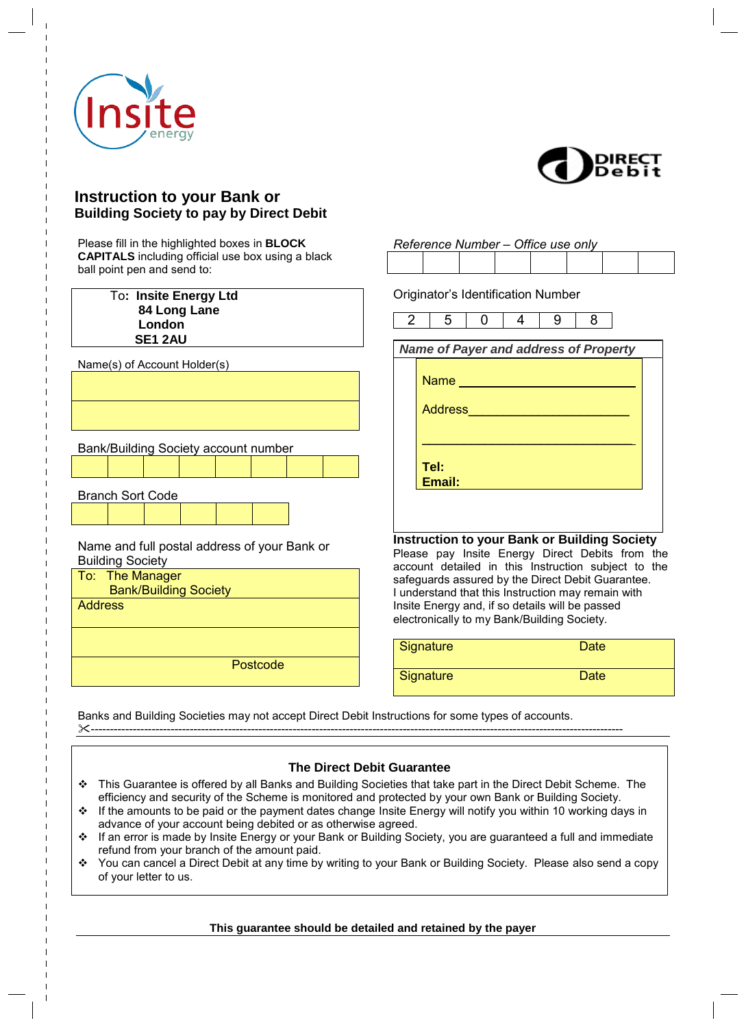Insite energy

DIRECT Debit

## Instruction to your Bank or Building Society to pay by Direct Debit

Please fill in the highlighted boxes in **BLOCK CAPITALS** including official use box using a black ball point pen and send to:

To: **Insite Energy Ltd**
**84 Long Lane**
**London**
**SE1 2AU**

Name(s) of Account Holder(s)

Bank/Building Society account number

| | | | | | | | |
|---|---|---|---|---|---|---|---|

Branch Sort Code

| | | | | | |
|---|---|---|---|---|---|

Name and full postal address of your Bank or Building Society

To: The Manager
Bank/Building Society

Address

Postcode

*Reference Number – Office use only*

| | | | | | | | |
|---|---|---|---|---|---|---|---|

Originator's Identification Number

| 2 | 5 | 0 | 4 | 9 | 8 |
|---|---|---|---|---|---|

***Name of Payer and address of Property***

Name ______________________

Address______________________

______________________________

**Tel:**
**Email:**

**Instruction to your Bank or Building Society**

Please pay Insite Energy Direct Debits from the account detailed in this Instruction subject to the safeguards assured by the Direct Debit Guarantee. I understand that this Instruction may remain with Insite Energy and, if so details will be passed electronically to my Bank/Building Society.

| Signature | Date |
|---|---|
| Signature | Date |

Banks and Building Societies may not accept Direct Debit Instructions for some types of accounts.

✂-----------------------------------------------------------------------------------------------------------

### The Direct Debit Guarantee

- This Guarantee is offered by all Banks and Building Societies that take part in the Direct Debit Scheme. The efficiency and security of the Scheme is monitored and protected by your own Bank or Building Society.
- If the amounts to be paid or the payment dates change Insite Energy will notify you within 10 working days in advance of your account being debited or as otherwise agreed.
- If an error is made by Insite Energy or your Bank or Building Society, you are guaranteed a full and immediate refund from your branch of the amount paid.
- You can cancel a Direct Debit at any time by writing to your Bank or Building Society. Please also send a copy of your letter to us.

**This guarantee should be detailed and retained by the payer**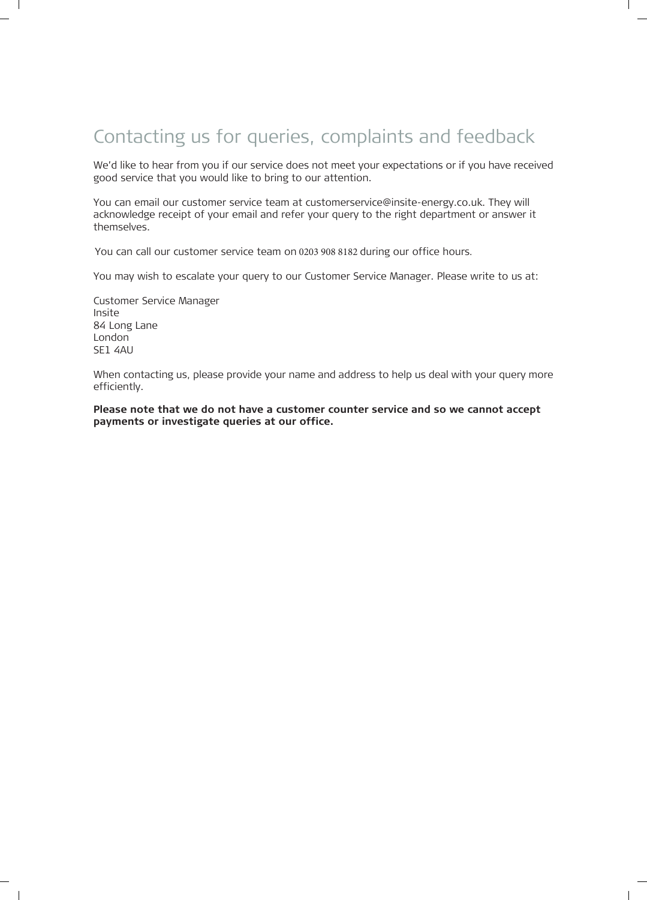# Contacting us for queries, complaints and feedback

We'd like to hear from you if our service does not meet your expectations or if you have received good service that you would like to bring to our attention.

You can email our customer service team at customerservice@insite-energy.co.uk. They will acknowledge receipt of your email and refer your query to the right department or answer it themselves.

You can call our customer service team on 0203 908 8182 during our office hours.

You may wish to escalate your query to our Customer Service Manager. Please write to us at:

Customer Service Manager  
Insite  
84 Long Lane  
London  
SE1 4AU

When contacting us, please provide your name and address to help us deal with your query more efficiently.

**Please note that we do not have a customer counter service and so we cannot accept payments or investigate queries at our office.**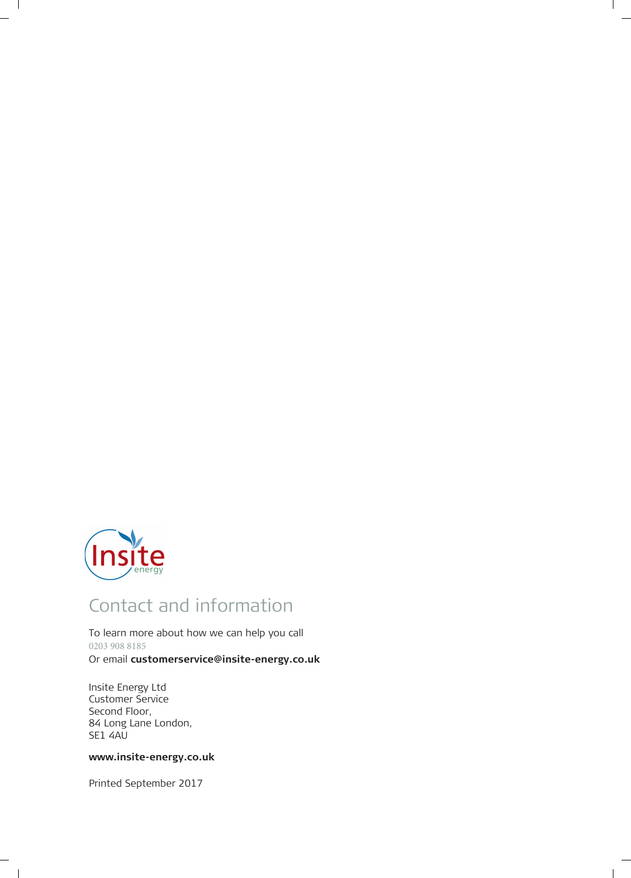Insite energy

## Contact and information

To learn more about how we can help you call
0203 908 8185
Or email **customerservice@insite-energy.co.uk**

Insite Energy Ltd
Customer Service
Second Floor,
84 Long Lane London,
SE1 4AU

**www.insite-energy.co.uk**

Printed September 2017